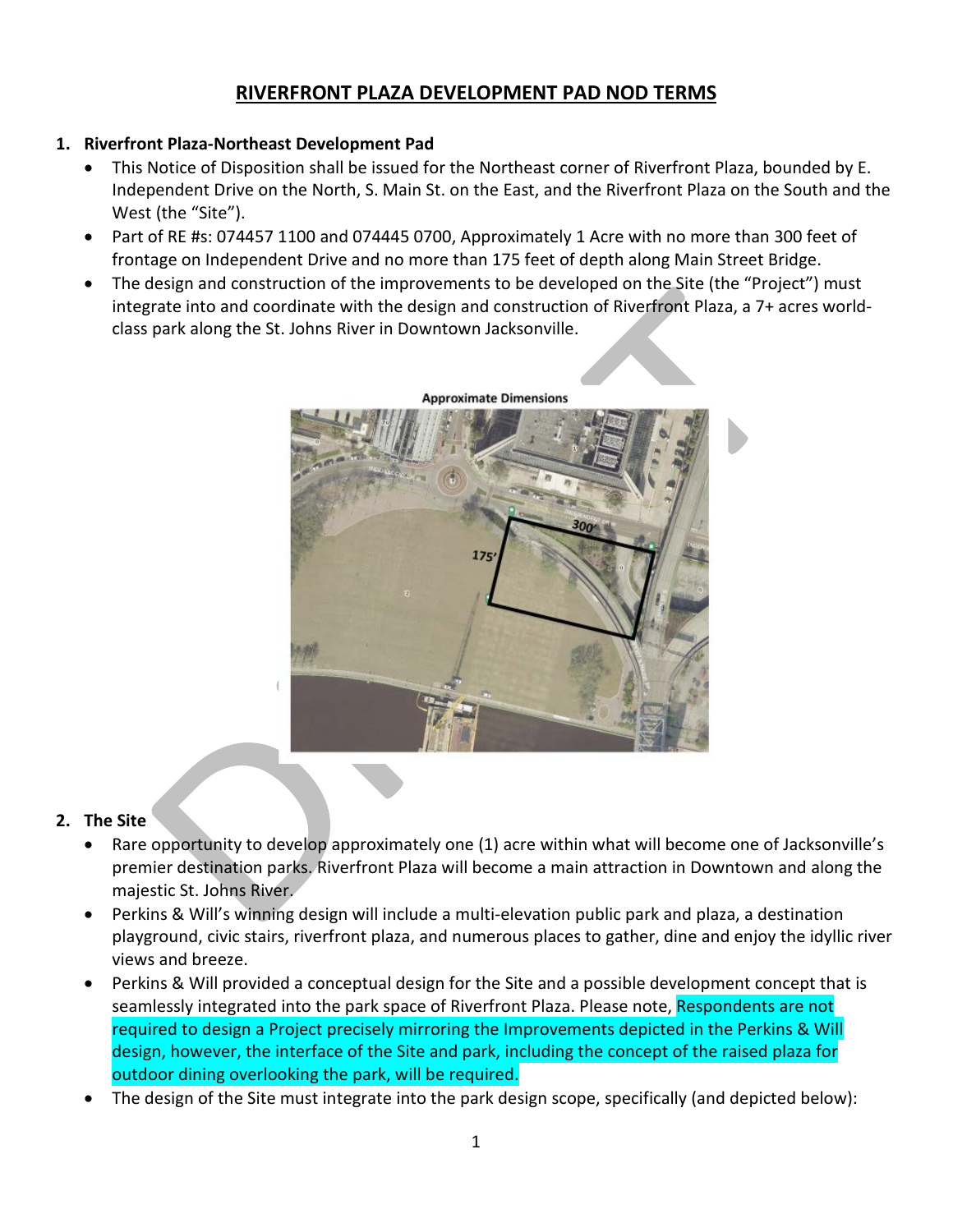# RIVERFRONT PLAZA DEVELOPMENT PAD NOD TERMS

**1. Riverfront Plaza-Northeast Development Pad**

- This Notice of Disposition shall be issued for the Northeast corner of Riverfront Plaza, bounded by E. Independent Drive on the North, S. Main St. on the East, and the Riverfront Plaza on the South and the West (the "Site").
- Part of RE #s: 074457 1100 and 074445 0700, Approximately 1 Acre with no more than 300 feet of frontage on Independent Drive and no more than 175 feet of depth along Main Street Bridge.
- The design and construction of the improvements to be developed on the Site (the "Project") must integrate into and coordinate with the design and construction of Riverfront Plaza, a 7+ acres world-class park along the St. Johns River in Downtown Jacksonville.

Approximate Dimensions

**2. The Site**

- Rare opportunity to develop approximately one (1) acre within what will become one of Jacksonville's premier destination parks. Riverfront Plaza will become a main attraction in Downtown and along the majestic St. Johns River.
- Perkins & Will's winning design will include a multi-elevation public park and plaza, a destination playground, civic stairs, riverfront plaza, and numerous places to gather, dine and enjoy the idyllic river views and breeze.
- Perkins & Will provided a conceptual design for the Site and a possible development concept that is seamlessly integrated into the park space of Riverfront Plaza. Please note, Respondents are not required to design a Project precisely mirroring the Improvements depicted in the Perkins & Will design, however, the interface of the Site and park, including the concept of the raised plaza for outdoor dining overlooking the park, will be required.
- The design of the Site must integrate into the park design scope, specifically (and depicted below):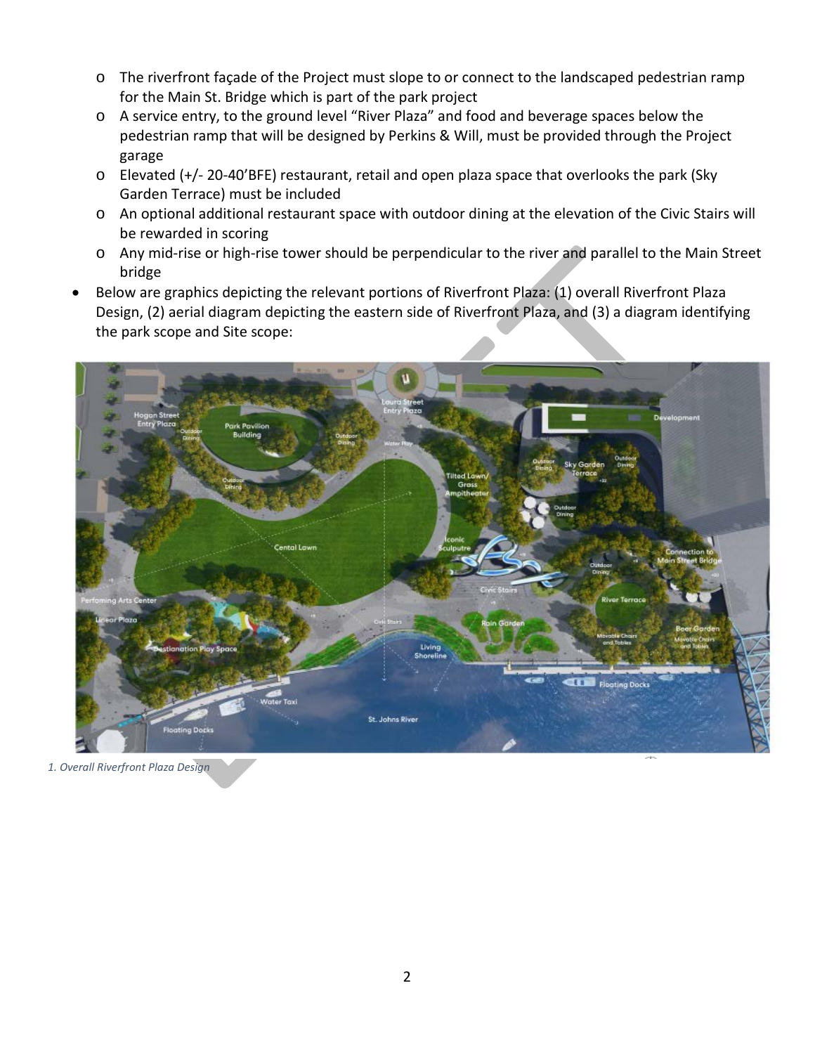- The riverfront façade of the Project must slope to or connect to the landscaped pedestrian ramp for the Main St. Bridge which is part of the park project
  - A service entry, to the ground level "River Plaza" and food and beverage spaces below the pedestrian ramp that will be designed by Perkins & Will, must be provided through the Project garage
  - Elevated (+/- 20-40'BFE) restaurant, retail and open plaza space that overlooks the park (Sky Garden Terrace) must be included
  - An optional additional restaurant space with outdoor dining at the elevation of the Civic Stairs will be rewarded in scoring
  - Any mid-rise or high-rise tower should be perpendicular to the river and parallel to the Main Street bridge
- Below are graphics depicting the relevant portions of Riverfront Plaza: (1) overall Riverfront Plaza Design, (2) aerial diagram depicting the eastern side of Riverfront Plaza, and (3) a diagram identifying the park scope and Site scope:

*1. Overall Riverfront Plaza Design*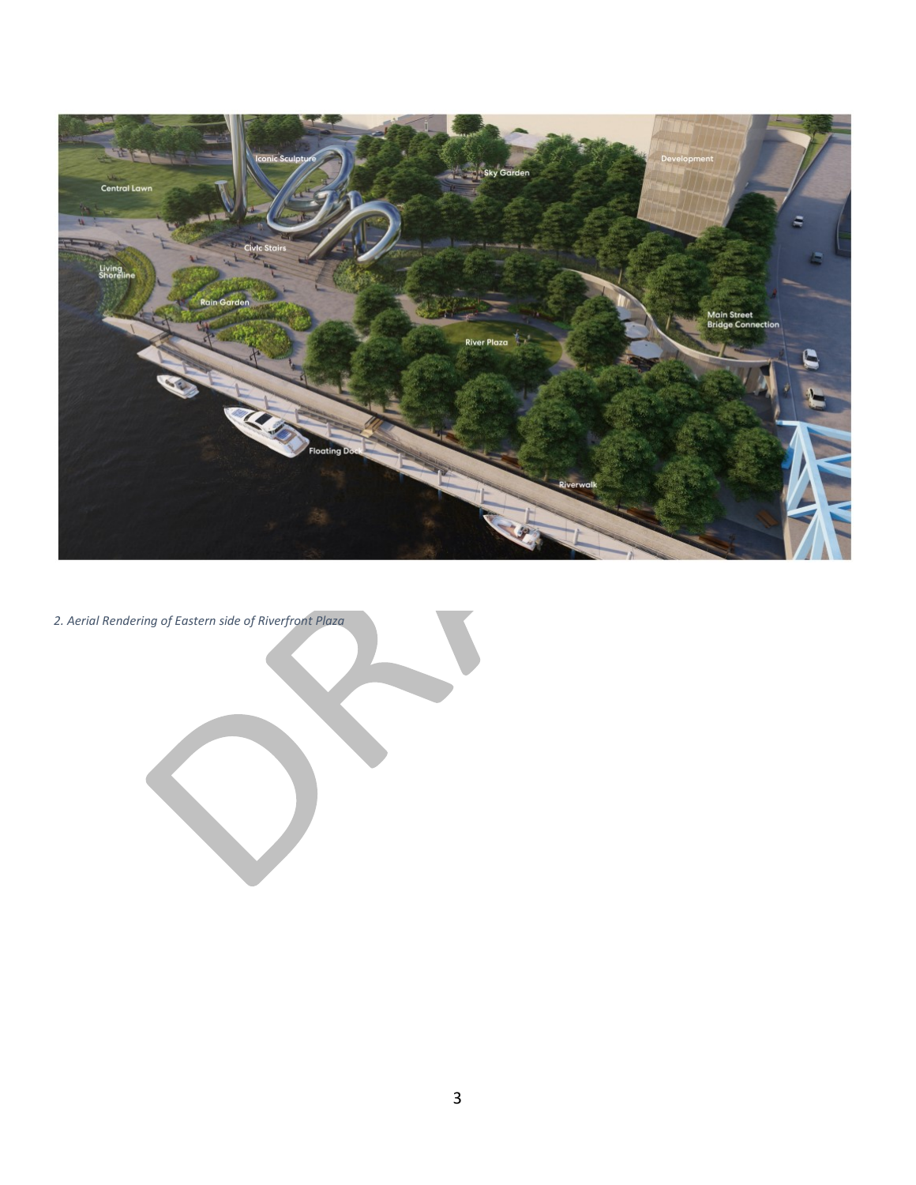*2. Aerial Rendering of Eastern side of Riverfront Plaza*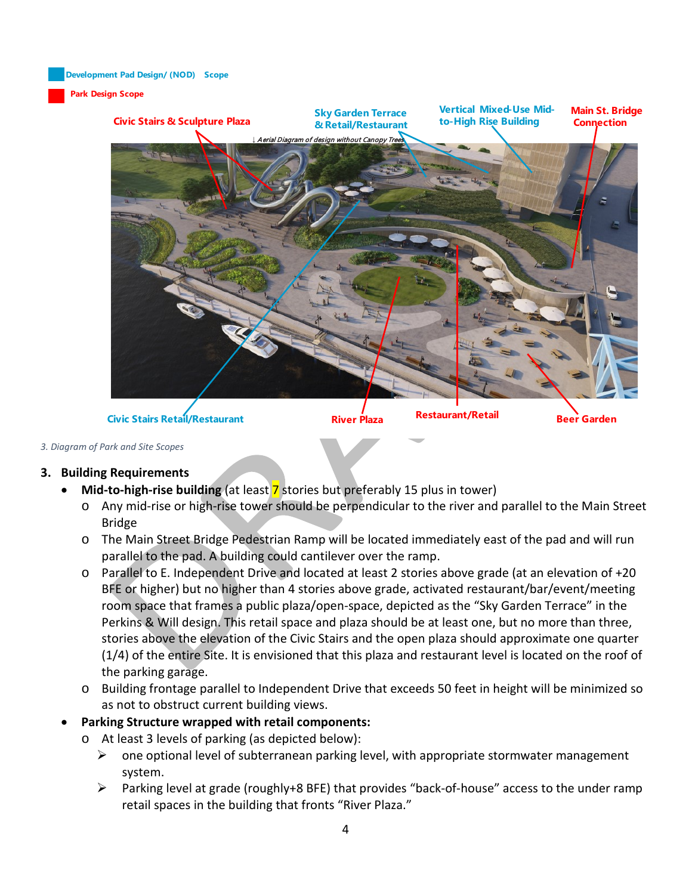Development Pad Design/ (NOD) Scope

Park Design Scope

Civic Stairs & Sculpture Plaza

Sky Garden Terrace & Retail/Restaurant

Vertical Mixed-Use Mid-to-High Rise Building

Main St. Bridge Connection

↓ *Aerial Diagram of design without Canopy Trees*

Civic Stairs Retail/Restaurant

River Plaza

Restaurant/Retail

Beer Garden

*3. Diagram of Park and Site Scopes*

## 3. Building Requirements

- **Mid-to-high-rise building** (at least 7 stories but preferably 15 plus in tower)
  - Any mid-rise or high-rise tower should be perpendicular to the river and parallel to the Main Street Bridge
  - The Main Street Bridge Pedestrian Ramp will be located immediately east of the pad and will run parallel to the pad. A building could cantilever over the ramp.
  - Parallel to E. Independent Drive and located at least 2 stories above grade (at an elevation of +20 BFE or higher) but no higher than 4 stories above grade, activated restaurant/bar/event/meeting room space that frames a public plaza/open-space, depicted as the "Sky Garden Terrace" in the Perkins & Will design. This retail space and plaza should be at least one, but no more than three, stories above the elevation of the Civic Stairs and the open plaza should approximate one quarter (1/4) of the entire Site. It is envisioned that this plaza and restaurant level is located on the roof of the parking garage.
  - Building frontage parallel to Independent Drive that exceeds 50 feet in height will be minimized so as not to obstruct current building views.
- **Parking Structure wrapped with retail components:**
  - At least 3 levels of parking (as depicted below):
    - one optional level of subterranean parking level, with appropriate stormwater management system.
    - Parking level at grade (roughly+8 BFE) that provides "back-of-house" access to the under ramp retail spaces in the building that fronts "River Plaza."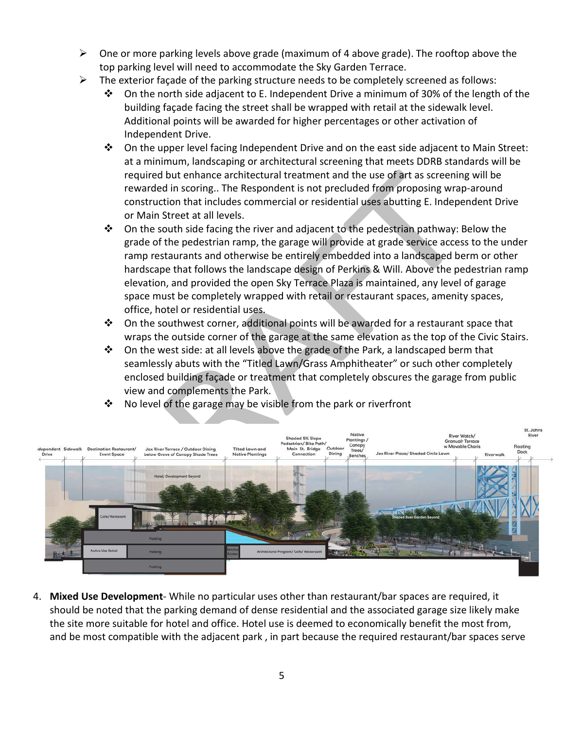- One or more parking levels above grade (maximum of 4 above grade). The rooftop above the top parking level will need to accommodate the Sky Garden Terrace.
- The exterior façade of the parking structure needs to be completely screened as follows:
  - On the north side adjacent to E. Independent Drive a minimum of 30% of the length of the building façade facing the street shall be wrapped with retail at the sidewalk level. Additional points will be awarded for higher percentages or other activation of Independent Drive.
  - On the upper level facing Independent Drive and on the east side adjacent to Main Street: at a minimum, landscaping or architectural screening that meets DDRB standards will be required but enhance architectural treatment and the use of art as screening will be rewarded in scoring.. The Respondent is not precluded from proposing wrap-around construction that includes commercial or residential uses abutting E. Independent Drive or Main Street at all levels.
  - On the south side facing the river and adjacent to the pedestrian pathway: Below the grade of the pedestrian ramp, the garage will provide at grade service access to the under ramp restaurants and otherwise be entirely embedded into a landscaped berm or other hardscape that follows the landscape design of Perkins & Will. Above the pedestrian ramp elevation, and provided the open Sky Terrace Plaza is maintained, any level of garage space must be completely wrapped with retail or restaurant spaces, amenity spaces, office, hotel or residential uses.
  - On the southwest corner, additional points will be awarded for a restaurant space that wraps the outside corner of the garage at the same elevation as the top of the Civic Stairs.
  - On the west side: at all levels above the grade of the Park, a landscaped berm that seamlessly abuts with the "Titled Lawn/Grass Amphitheater" or such other completely enclosed building façade or treatment that completely obscures the garage from public view and complements the Park.
  - No level of the garage may be visible from the park or riverfront

4. **Mixed Use Development**- While no particular uses other than restaurant/bar spaces are required, it should be noted that the parking demand of dense residential and the associated garage size likely make the site more suitable for hotel and office. Hotel use is deemed to economically benefit the most from, and be most compatible with the adjacent park , in part because the required restaurant/bar spaces serve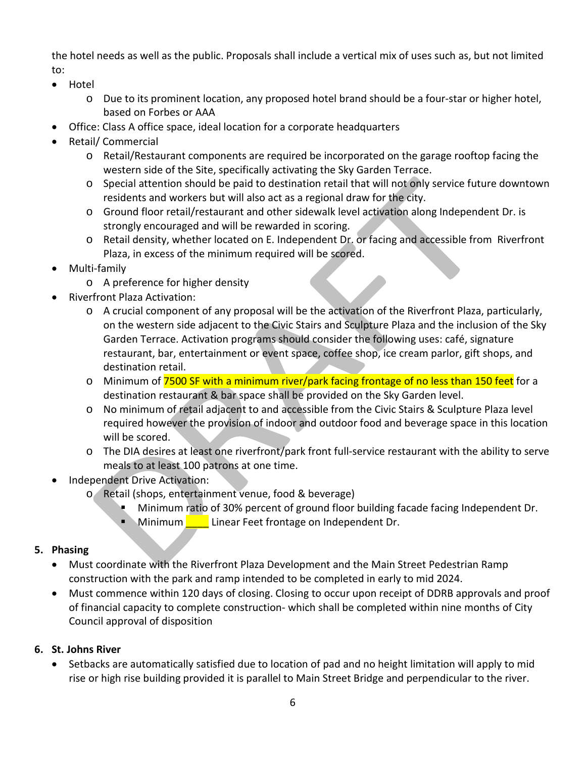the hotel needs as well as the public. Proposals shall include a vertical mix of uses such as, but not limited to:

- Hotel
  - Due to its prominent location, any proposed hotel brand should be a four-star or higher hotel, based on Forbes or AAA
- Office: Class A office space, ideal location for a corporate headquarters
- Retail/ Commercial
  - Retail/Restaurant components are required be incorporated on the garage rooftop facing the western side of the Site, specifically activating the Sky Garden Terrace.
  - Special attention should be paid to destination retail that will not only service future downtown residents and workers but will also act as a regional draw for the city.
  - Ground floor retail/restaurant and other sidewalk level activation along Independent Dr. is strongly encouraged and will be rewarded in scoring.
  - Retail density, whether located on E. Independent Dr. or facing and accessible from Riverfront Plaza, in excess of the minimum required will be scored.
- Multi-family
  - A preference for higher density
- Riverfront Plaza Activation:
  - A crucial component of any proposal will be the activation of the Riverfront Plaza, particularly, on the western side adjacent to the Civic Stairs and Sculpture Plaza and the inclusion of the Sky Garden Terrace. Activation programs should consider the following uses: café, signature restaurant, bar, entertainment or event space, coffee shop, ice cream parlor, gift shops, and destination retail.
  - Minimum of 7500 SF with a minimum river/park facing frontage of no less than 150 feet for a destination restaurant & bar space shall be provided on the Sky Garden level.
  - No minimum of retail adjacent to and accessible from the Civic Stairs & Sculpture Plaza level required however the provision of indoor and outdoor food and beverage space in this location will be scored.
  - The DIA desires at least one riverfront/park front full-service restaurant with the ability to serve meals to at least 100 patrons at one time.
- Independent Drive Activation:
  - Retail (shops, entertainment venue, food & beverage)
    - Minimum ratio of 30% percent of ground floor building facade facing Independent Dr.
    - Minimum ____ Linear Feet frontage on Independent Dr.

**5. Phasing**

- Must coordinate with the Riverfront Plaza Development and the Main Street Pedestrian Ramp construction with the park and ramp intended to be completed in early to mid 2024.
- Must commence within 120 days of closing. Closing to occur upon receipt of DDRB approvals and proof of financial capacity to complete construction- which shall be completed within nine months of City Council approval of disposition

**6. St. Johns River**

- Setbacks are automatically satisfied due to location of pad and no height limitation will apply to mid rise or high rise building provided it is parallel to Main Street Bridge and perpendicular to the river.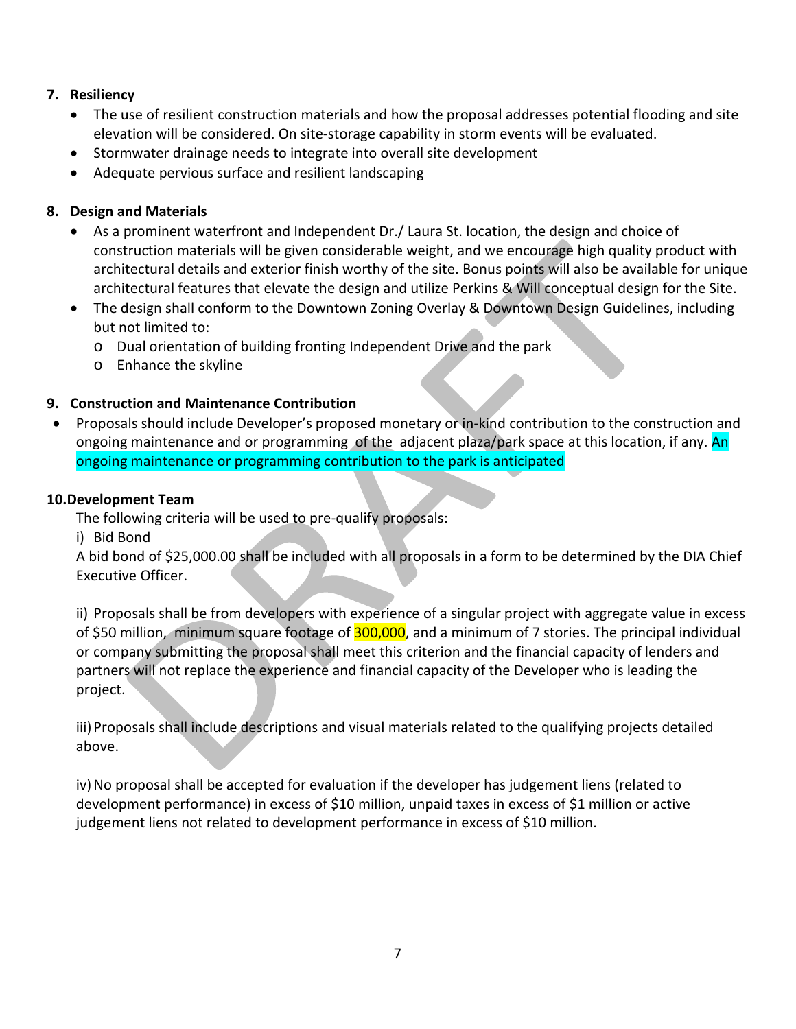7. **Resiliency**
   - The use of resilient construction materials and how the proposal addresses potential flooding and site elevation will be considered. On site-storage capability in storm events will be evaluated.
   - Stormwater drainage needs to integrate into overall site development
   - Adequate pervious surface and resilient landscaping

8. **Design and Materials**
   - As a prominent waterfront and Independent Dr./ Laura St. location, the design and choice of construction materials will be given considerable weight, and we encourage high quality product with architectural details and exterior finish worthy of the site. Bonus points will also be available for unique architectural features that elevate the design and utilize Perkins & Will conceptual design for the Site.
   - The design shall conform to the Downtown Zoning Overlay & Downtown Design Guidelines, including but not limited to:
     - Dual orientation of building fronting Independent Drive and the park
     - Enhance the skyline

9. **Construction and Maintenance Contribution**
   - Proposals should include Developer's proposed monetary or in-kind contribution to the construction and ongoing maintenance and or programming of the adjacent plaza/park space at this location, if any. An ongoing maintenance or programming contribution to the park is anticipated

10. **Development Team**

The following criteria will be used to pre-qualify proposals:

i) Bid Bond

A bid bond of $25,000.00 shall be included with all proposals in a form to be determined by the DIA Chief Executive Officer.

ii) Proposals shall be from developers with experience of a singular project with aggregate value in excess of $50 million, minimum square footage of 300,000, and a minimum of 7 stories. The principal individual or company submitting the proposal shall meet this criterion and the financial capacity of lenders and partners will not replace the experience and financial capacity of the Developer who is leading the project.

iii) Proposals shall include descriptions and visual materials related to the qualifying projects detailed above.

iv) No proposal shall be accepted for evaluation if the developer has judgement liens (related to development performance) in excess of $10 million, unpaid taxes in excess of $1 million or active judgement liens not related to development performance in excess of $10 million.